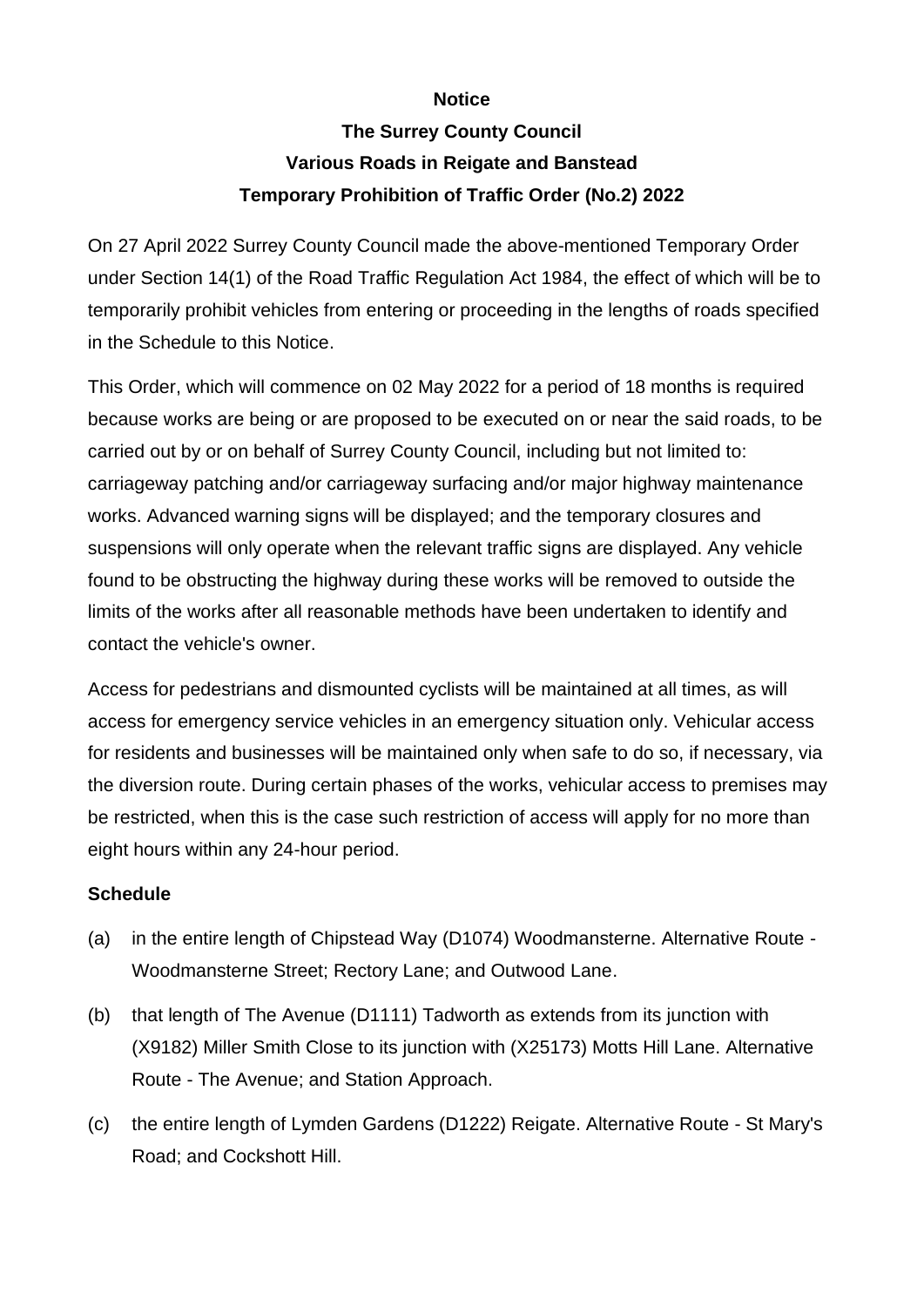**Notice**

# The Surrey County Council
## Various Roads in Reigate and Banstead
## Temporary Prohibition of Traffic Order (No.2) 2022

On 27 April 2022 Surrey County Council made the above-mentioned Temporary Order under Section 14(1) of the Road Traffic Regulation Act 1984, the effect of which will be to temporarily prohibit vehicles from entering or proceeding in the lengths of roads specified in the Schedule to this Notice.

This Order, which will commence on 02 May 2022 for a period of 18 months is required because works are being or are proposed to be executed on or near the said roads, to be carried out by or on behalf of Surrey County Council, including but not limited to: carriageway patching and/or carriageway surfacing and/or major highway maintenance works. Advanced warning signs will be displayed; and the temporary closures and suspensions will only operate when the relevant traffic signs are displayed. Any vehicle found to be obstructing the highway during these works will be removed to outside the limits of the works after all reasonable methods have been undertaken to identify and contact the vehicle's owner.

Access for pedestrians and dismounted cyclists will be maintained at all times, as will access for emergency service vehicles in an emergency situation only. Vehicular access for residents and businesses will be maintained only when safe to do so, if necessary, via the diversion route. During certain phases of the works, vehicular access to premises may be restricted, when this is the case such restriction of access will apply for no more than eight hours within any 24-hour period.

**Schedule**

(a) in the entire length of Chipstead Way (D1074) Woodmansterne. Alternative Route - Woodmansterne Street; Rectory Lane; and Outwood Lane.

(b) that length of The Avenue (D1111) Tadworth as extends from its junction with (X9182) Miller Smith Close to its junction with (X25173) Motts Hill Lane. Alternative Route - The Avenue; and Station Approach.

(c) the entire length of Lymden Gardens (D1222) Reigate. Alternative Route - St Mary's Road; and Cockshott Hill.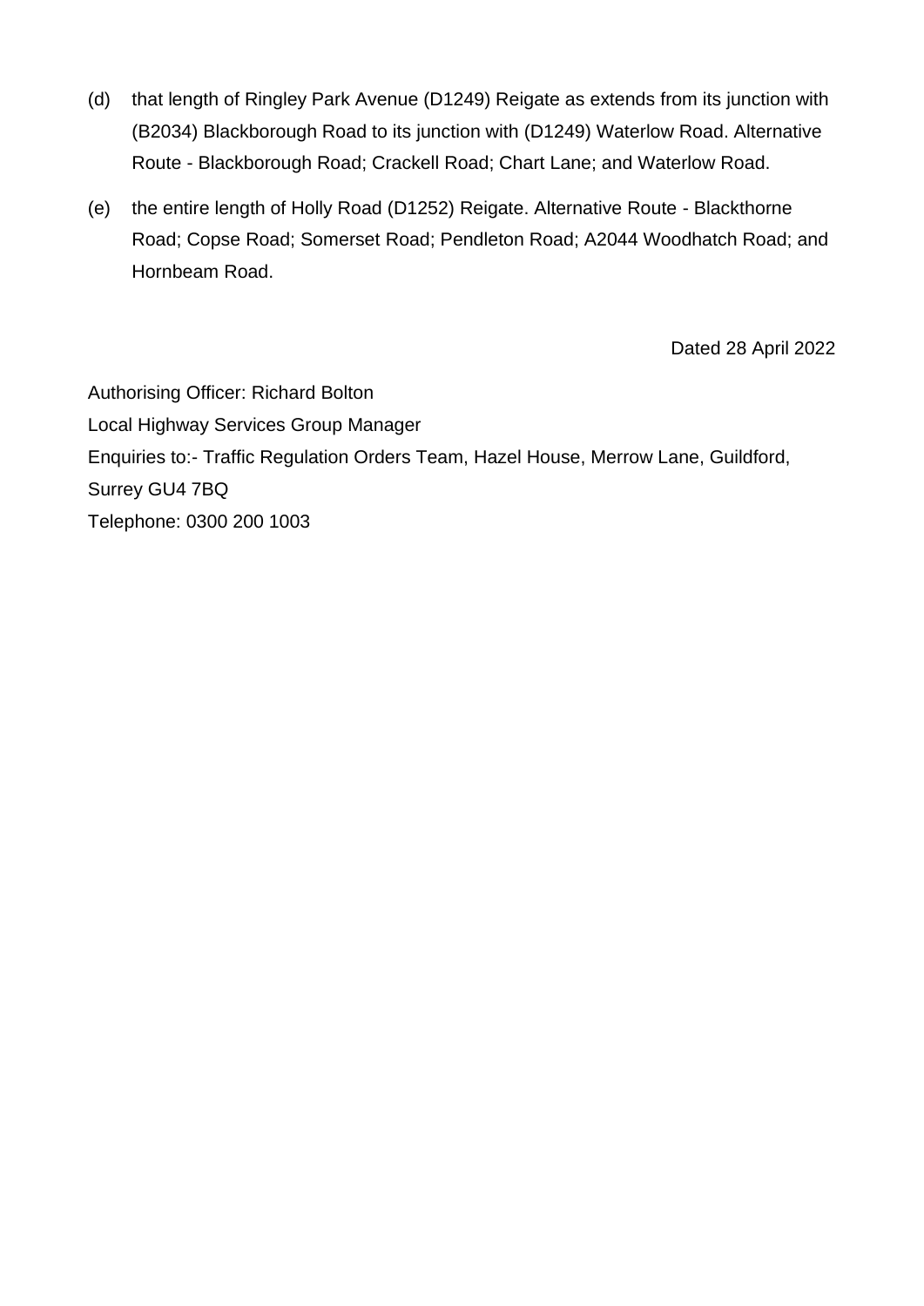(d) that length of Ringley Park Avenue (D1249) Reigate as extends from its junction with (B2034) Blackborough Road to its junction with (D1249) Waterlow Road. Alternative Route - Blackborough Road; Crackell Road; Chart Lane; and Waterlow Road.

(e) the entire length of Holly Road (D1252) Reigate. Alternative Route - Blackthorne Road; Copse Road; Somerset Road; Pendleton Road; A2044 Woodhatch Road; and Hornbeam Road.

Dated 28 April 2022

Authorising Officer: Richard Bolton

Local Highway Services Group Manager

Enquiries to:- Traffic Regulation Orders Team, Hazel House, Merrow Lane, Guildford, Surrey GU4 7BQ

Telephone: 0300 200 1003